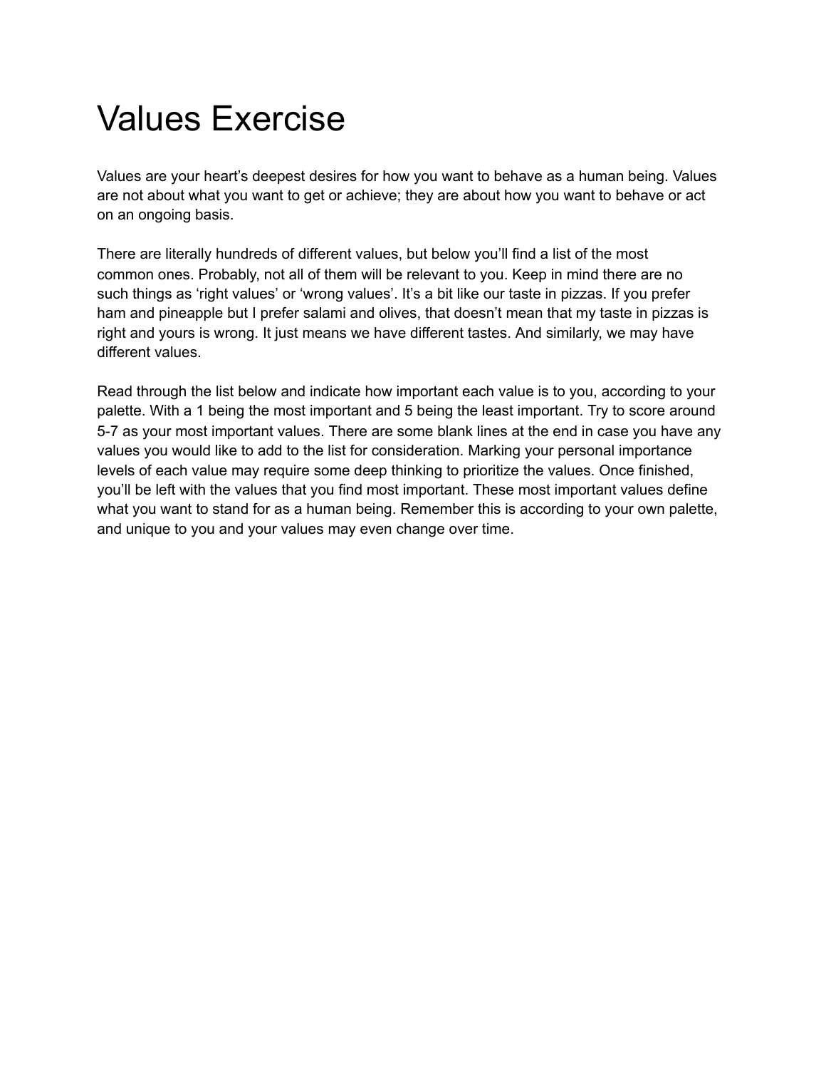# Values Exercise

Values are your heart's deepest desires for how you want to behave as a human being. Values are not about what you want to get or achieve; they are about how you want to behave or act on an ongoing basis.

There are literally hundreds of different values, but below you'll find a list of the most common ones. Probably, not all of them will be relevant to you. Keep in mind there are no such things as 'right values' or 'wrong values'. It's a bit like our taste in pizzas. If you prefer ham and pineapple but I prefer salami and olives, that doesn't mean that my taste in pizzas is right and yours is wrong. It just means we have different tastes. And similarly, we may have different values.

Read through the list below and indicate how important each value is to you, according to your palette. With a 1 being the most important and 5 being the least important. Try to score around 5-7 as your most important values. There are some blank lines at the end in case you have any values you would like to add to the list for consideration. Marking your personal importance levels of each value may require some deep thinking to prioritize the values. Once finished, you'll be left with the values that you find most important. These most important values define what you want to stand for as a human being. Remember this is according to your own palette, and unique to you and your values may even change over time.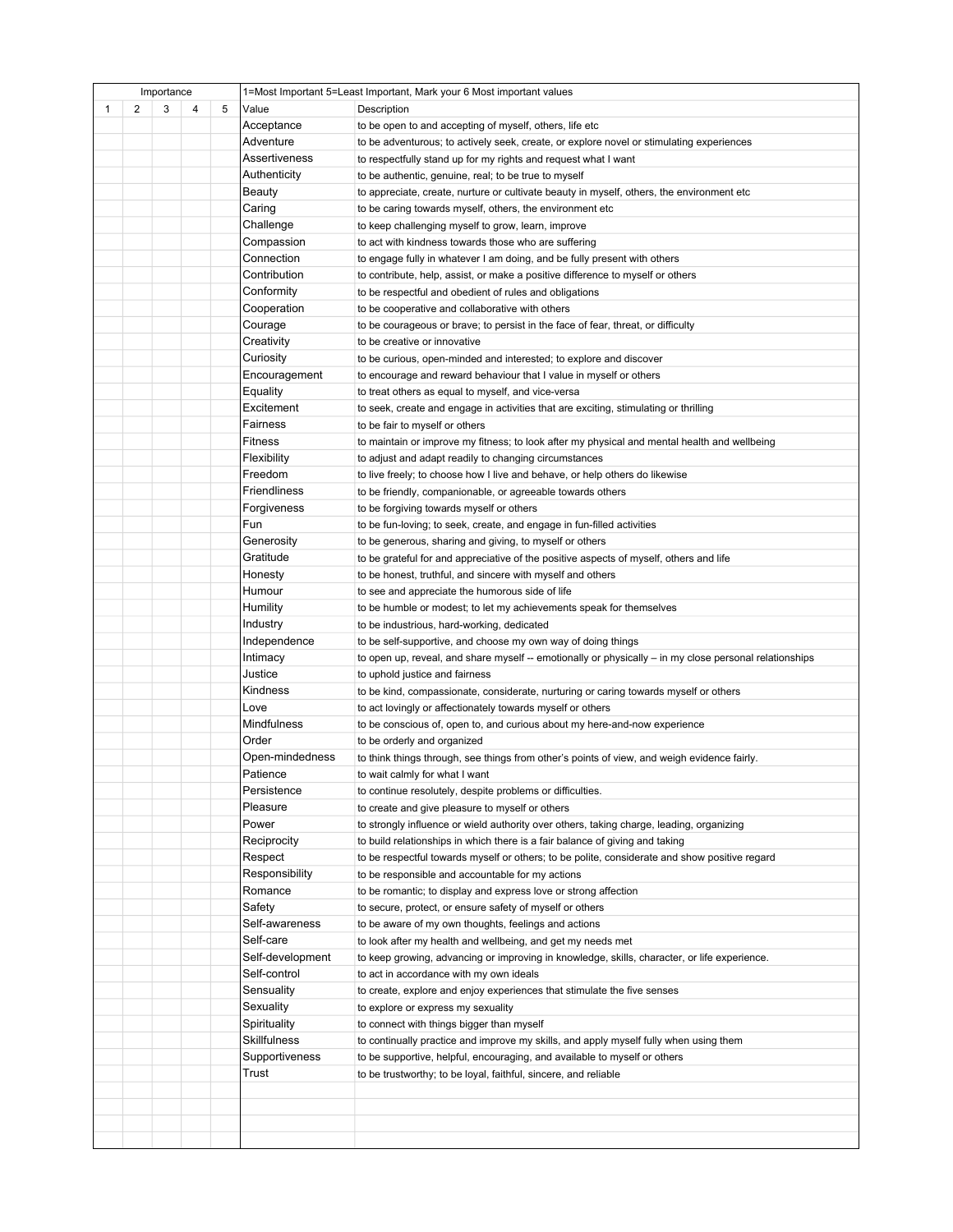| Importance | | | | | 1=Most Important 5=Least Important, Mark your 6 Most important values | |
|---|---|---|---|---|---|---|
| 1 | 2 | 3 | 4 | 5 | Value | Description |
| | | | | | Acceptance | to be open to and accepting of myself, others, life etc |
| | | | | | Adventure | to be adventurous; to actively seek, create, or explore novel or stimulating experiences |
| | | | | | Assertiveness | to respectfully stand up for my rights and request what I want |
| | | | | | Authenticity | to be authentic, genuine, real; to be true to myself |
| | | | | | Beauty | to appreciate, create, nurture or cultivate beauty in myself, others, the environment etc |
| | | | | | Caring | to be caring towards myself, others, the environment etc |
| | | | | | Challenge | to keep challenging myself to grow, learn, improve |
| | | | | | Compassion | to act with kindness towards those who are suffering |
| | | | | | Connection | to engage fully in whatever I am doing, and be fully present with others |
| | | | | | Contribution | to contribute, help, assist, or make a positive difference to myself or others |
| | | | | | Conformity | to be respectful and obedient of rules and obligations |
| | | | | | Cooperation | to be cooperative and collaborative with others |
| | | | | | Courage | to be courageous or brave; to persist in the face of fear, threat, or difficulty |
| | | | | | Creativity | to be creative or innovative |
| | | | | | Curiosity | to be curious, open-minded and interested; to explore and discover |
| | | | | | Encouragement | to encourage and reward behaviour that I value in myself or others |
| | | | | | Equality | to treat others as equal to myself, and vice-versa |
| | | | | | Excitement | to seek, create and engage in activities that are exciting, stimulating or thrilling |
| | | | | | Fairness | to be fair to myself or others |
| | | | | | Fitness | to maintain or improve my fitness; to look after my physical and mental health and wellbeing |
| | | | | | Flexibility | to adjust and adapt readily to changing circumstances |
| | | | | | Freedom | to live freely; to choose how I live and behave, or help others do likewise |
| | | | | | Friendliness | to be friendly, companionable, or agreeable towards others |
| | | | | | Forgiveness | to be forgiving towards myself or others |
| | | | | | Fun | to be fun-loving; to seek, create, and engage in fun-filled activities |
| | | | | | Generosity | to be generous, sharing and giving, to myself or others |
| | | | | | Gratitude | to be grateful for and appreciative of the positive aspects of myself, others and life |
| | | | | | Honesty | to be honest, truthful, and sincere with myself and others |
| | | | | | Humour | to see and appreciate the humorous side of life |
| | | | | | Humility | to be humble or modest; to let my achievements speak for themselves |
| | | | | | Industry | to be industrious, hard-working, dedicated |
| | | | | | Independence | to be self-supportive, and choose my own way of doing things |
| | | | | | Intimacy | to open up, reveal, and share myself -- emotionally or physically – in my close personal relationships |
| | | | | | Justice | to uphold justice and fairness |
| | | | | | Kindness | to be kind, compassionate, considerate, nurturing or caring towards myself or others |
| | | | | | Love | to act lovingly or affectionately towards myself or others |
| | | | | | Mindfulness | to be conscious of, open to, and curious about my here-and-now experience |
| | | | | | Order | to be orderly and organized |
| | | | | | Open-mindedness | to think things through, see things from other's points of view, and weigh evidence fairly. |
| | | | | | Patience | to wait calmly for what I want |
| | | | | | Persistence | to continue resolutely, despite problems or difficulties. |
| | | | | | Pleasure | to create and give pleasure to myself or others |
| | | | | | Power | to strongly influence or wield authority over others, taking charge, leading, organizing |
| | | | | | Reciprocity | to build relationships in which there is a fair balance of giving and taking |
| | | | | | Respect | to be respectful towards myself or others; to be polite, considerate and show positive regard |
| | | | | | Responsibility | to be responsible and accountable for my actions |
| | | | | | Romance | to be romantic; to display and express love or strong affection |
| | | | | | Safety | to secure, protect, or ensure safety of myself or others |
| | | | | | Self-awareness | to be aware of my own thoughts, feelings and actions |
| | | | | | Self-care | to look after my health and wellbeing, and get my needs met |
| | | | | | Self-development | to keep growing, advancing or improving in knowledge, skills, character, or life experience. |
| | | | | | Self-control | to act in accordance with my own ideals |
| | | | | | Sensuality | to create, explore and enjoy experiences that stimulate the five senses |
| | | | | | Sexuality | to explore or express my sexuality |
| | | | | | Spirituality | to connect with things bigger than myself |
| | | | | | Skillfulness | to continually practice and improve my skills, and apply myself fully when using them |
| | | | | | Supportiveness | to be supportive, helpful, encouraging, and available to myself or others |
| | | | | | Trust | to be trustworthy; to be loyal, faithful, sincere, and reliable |
| | | | | | | |
| | | | | | | |
| | | | | | | |
| | | | | | | |